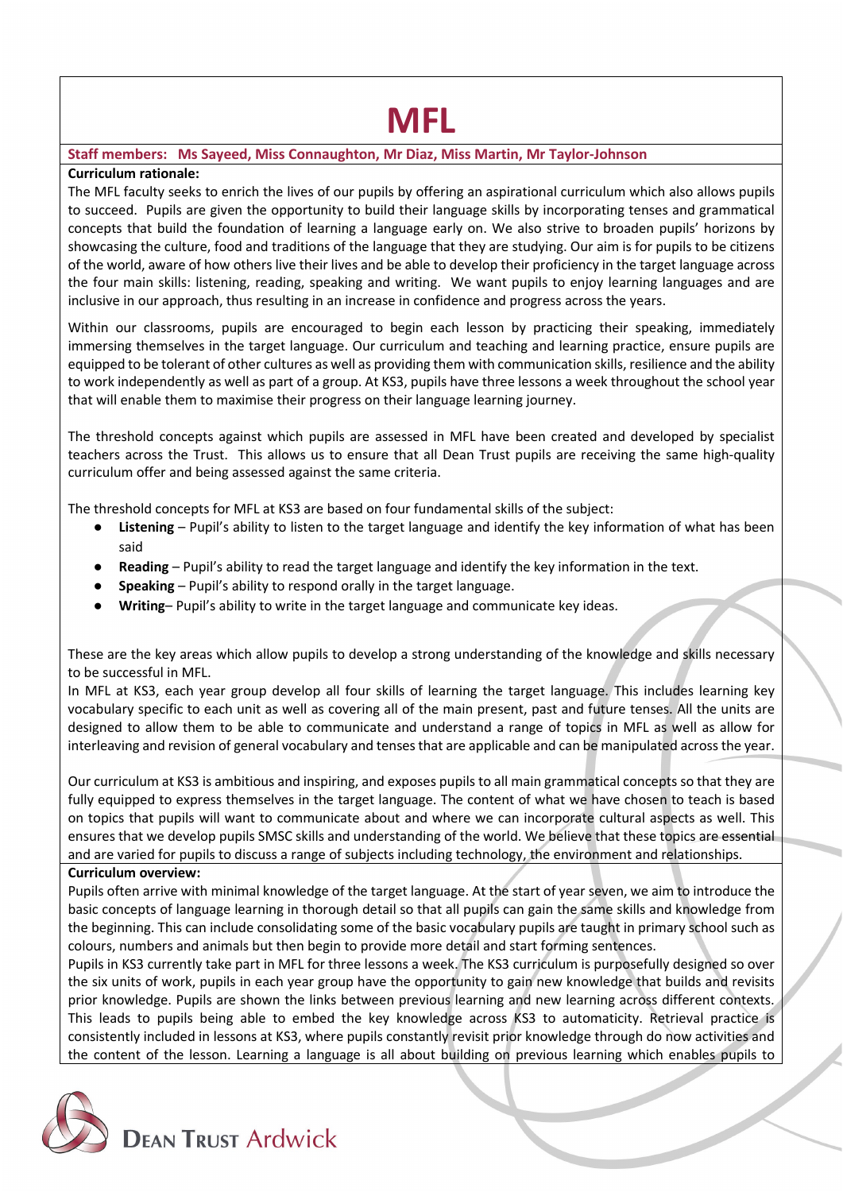# MFL

**Staff members: Ms Sayeed, Miss Connaughton, Mr Diaz, Miss Martin, Mr Taylor-Johnson**

**Curriculum rationale:**

The MFL faculty seeks to enrich the lives of our pupils by offering an aspirational curriculum which also allows pupils to succeed. Pupils are given the opportunity to build their language skills by incorporating tenses and grammatical concepts that build the foundation of learning a language early on. We also strive to broaden pupils' horizons by showcasing the culture, food and traditions of the language that they are studying. Our aim is for pupils to be citizens of the world, aware of how others live their lives and be able to develop their proficiency in the target language across the four main skills: listening, reading, speaking and writing. We want pupils to enjoy learning languages and are inclusive in our approach, thus resulting in an increase in confidence and progress across the years.

Within our classrooms, pupils are encouraged to begin each lesson by practicing their speaking, immediately immersing themselves in the target language. Our curriculum and teaching and learning practice, ensure pupils are equipped to be tolerant of other cultures as well as providing them with communication skills, resilience and the ability to work independently as well as part of a group. At KS3, pupils have three lessons a week throughout the school year that will enable them to maximise their progress on their language learning journey.

The threshold concepts against which pupils are assessed in MFL have been created and developed by specialist teachers across the Trust. This allows us to ensure that all Dean Trust pupils are receiving the same high-quality curriculum offer and being assessed against the same criteria.

The threshold concepts for MFL at KS3 are based on four fundamental skills of the subject:

- **Listening** – Pupil's ability to listen to the target language and identify the key information of what has been said
- **Reading** – Pupil's ability to read the target language and identify the key information in the text.
- **Speaking** – Pupil's ability to respond orally in the target language.
- **Writing**– Pupil's ability to write in the target language and communicate key ideas.

These are the key areas which allow pupils to develop a strong understanding of the knowledge and skills necessary to be successful in MFL.

In MFL at KS3, each year group develop all four skills of learning the target language. This includes learning key vocabulary specific to each unit as well as covering all of the main present, past and future tenses. All the units are designed to allow them to be able to communicate and understand a range of topics in MFL as well as allow for interleaving and revision of general vocabulary and tenses that are applicable and can be manipulated across the year.

Our curriculum at KS3 is ambitious and inspiring, and exposes pupils to all main grammatical concepts so that they are fully equipped to express themselves in the target language. The content of what we have chosen to teach is based on topics that pupils will want to communicate about and where we can incorporate cultural aspects as well. This ensures that we develop pupils SMSC skills and understanding of the world. We believe that these topics are essential and are varied for pupils to discuss a range of subjects including technology, the environment and relationships.

**Curriculum overview:**

Pupils often arrive with minimal knowledge of the target language. At the start of year seven, we aim to introduce the basic concepts of language learning in thorough detail so that all pupils can gain the same skills and knowledge from the beginning. This can include consolidating some of the basic vocabulary pupils are taught in primary school such as colours, numbers and animals but then begin to provide more detail and start forming sentences.

Pupils in KS3 currently take part in MFL for three lessons a week. The KS3 curriculum is purposefully designed so over the six units of work, pupils in each year group have the opportunity to gain new knowledge that builds and revisits prior knowledge. Pupils are shown the links between previous learning and new learning across different contexts. This leads to pupils being able to embed the key knowledge across KS3 to automaticity. Retrieval practice is consistently included in lessons at KS3, where pupils constantly revisit prior knowledge through do now activities and the content of the lesson. Learning a language is all about building on previous learning which enables pupils to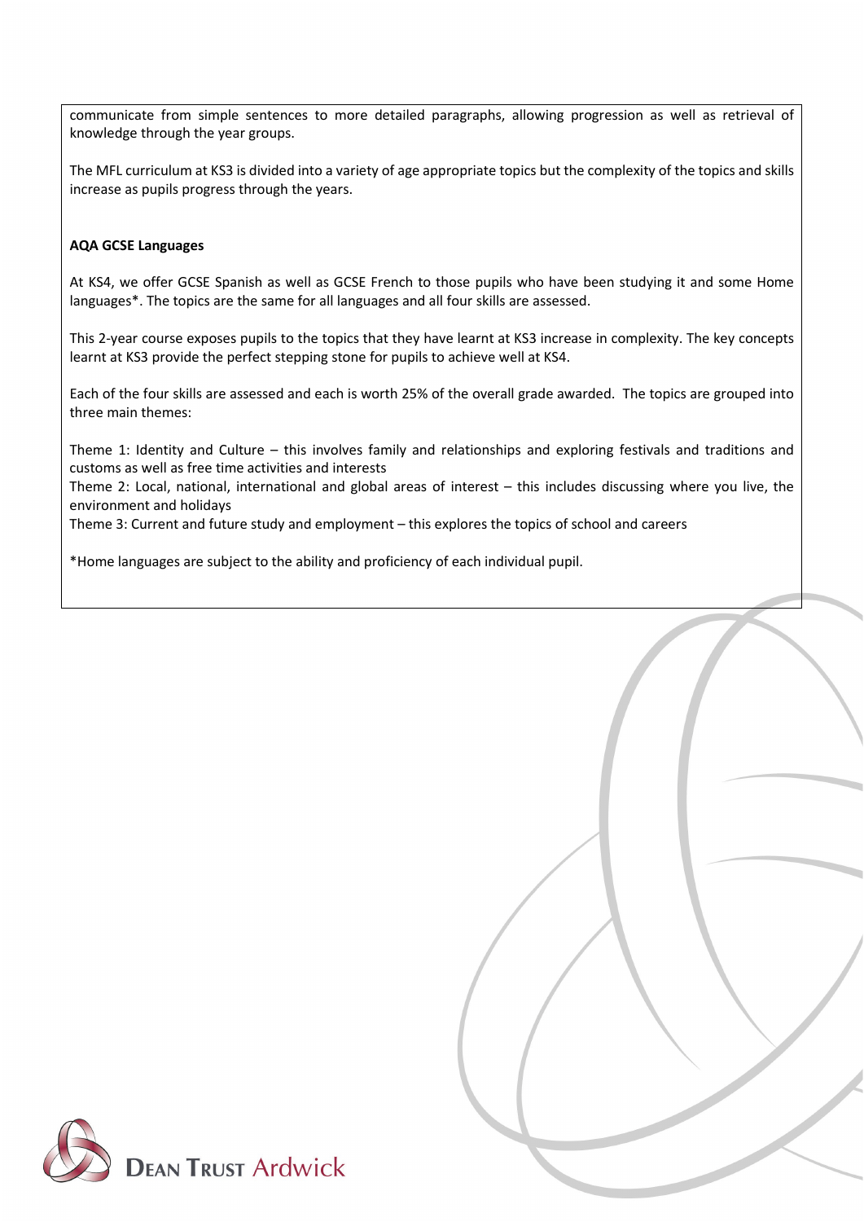communicate from simple sentences to more detailed paragraphs, allowing progression as well as retrieval of knowledge through the year groups.

The MFL curriculum at KS3 is divided into a variety of age appropriate topics but the complexity of the topics and skills increase as pupils progress through the years.

**AQA GCSE Languages**

At KS4, we offer GCSE Spanish as well as GCSE French to those pupils who have been studying it and some Home languages*. The topics are the same for all languages and all four skills are assessed.

This 2-year course exposes pupils to the topics that they have learnt at KS3 increase in complexity. The key concepts learnt at KS3 provide the perfect stepping stone for pupils to achieve well at KS4.

Each of the four skills are assessed and each is worth 25% of the overall grade awarded. The topics are grouped into three main themes:

Theme 1: Identity and Culture – this involves family and relationships and exploring festivals and traditions and customs as well as free time activities and interests
Theme 2: Local, national, international and global areas of interest – this includes discussing where you live, the environment and holidays
Theme 3: Current and future study and employment – this explores the topics of school and careers

*Home languages are subject to the ability and proficiency of each individual pupil.